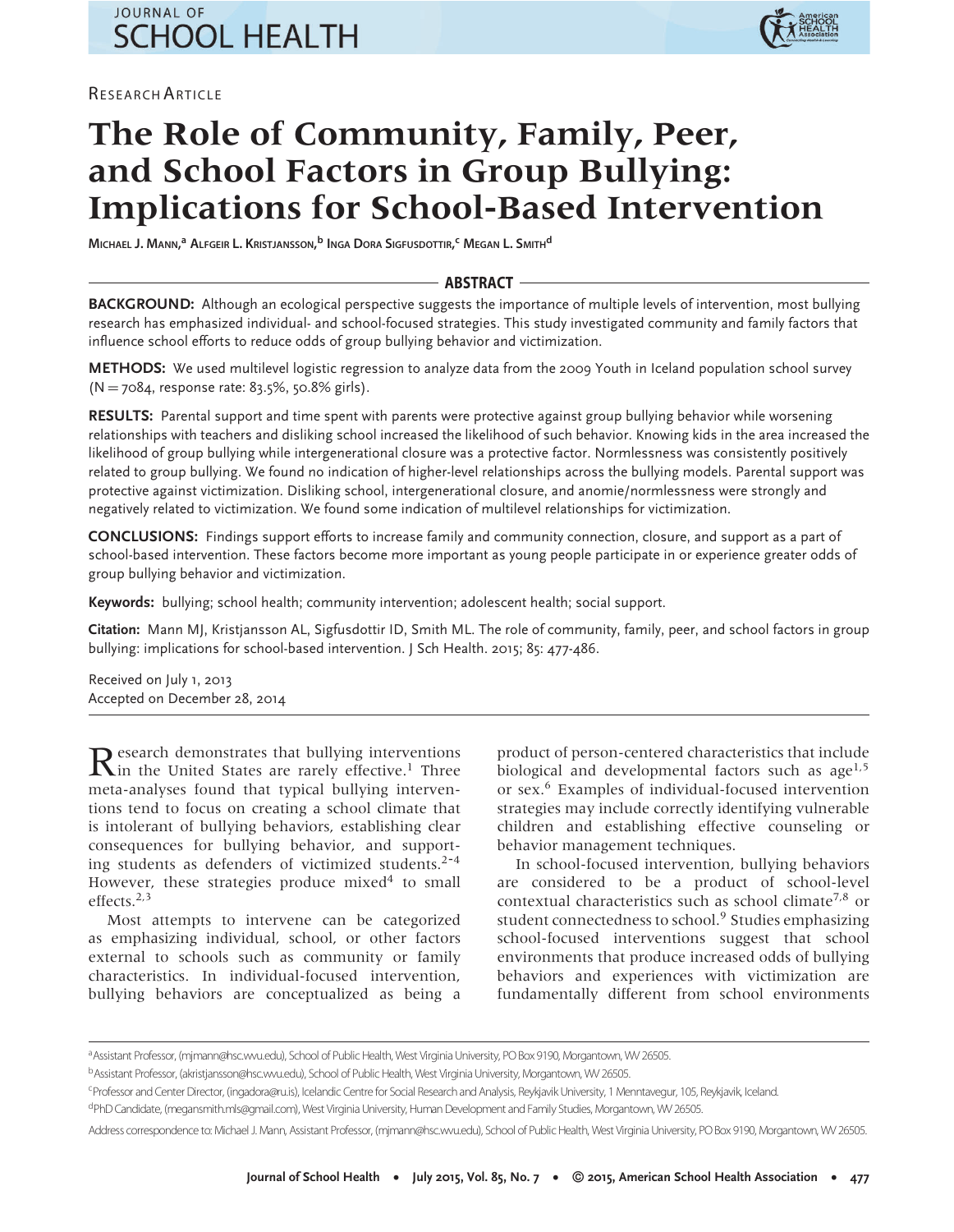Research Article

# The Role of Community, Family, Peer, and School Factors in Group Bullying: Implications for School-Based Intervention

Michael J. Mann,[a] Alfgeir L. Kristjansson,[b] Inga Dora Sigfusdottir,[c] Megan L. Smith[d]

## ABSTRACT

**BACKGROUND:** Although an ecological perspective suggests the importance of multiple levels of intervention, most bullying research has emphasized individual- and school-focused strategies. This study investigated community and family factors that influence school efforts to reduce odds of group bullying behavior and victimization.

**METHODS:** We used multilevel logistic regression to analyze data from the 2009 Youth in Iceland population school survey (N = 7084, response rate: 83.5%, 50.8% girls).

**RESULTS:** Parental support and time spent with parents were protective against group bullying behavior while worsening relationships with teachers and disliking school increased the likelihood of such behavior. Knowing kids in the area increased the likelihood of group bullying while intergenerational closure was a protective factor. Normlessness was consistently positively related to group bullying. We found no indication of higher-level relationships across the bullying models. Parental support was protective against victimization. Disliking school, intergenerational closure, and anomie/normlessness were strongly and negatively related to victimization. We found some indication of multilevel relationships for victimization.

**CONCLUSIONS:** Findings support efforts to increase family and community connection, closure, and support as a part of school-based intervention. These factors become more important as young people participate in or experience greater odds of group bullying behavior and victimization.

**Keywords:** bullying; school health; community intervention; adolescent health; social support.

**Citation:** Mann MJ, Kristjansson AL, Sigfusdottir ID, Smith ML. The role of community, family, peer, and school factors in group bullying: implications for school-based intervention. J Sch Health. 2015; 85: 477-486.

Received on July 1, 2013
Accepted on December 28, 2014

Research demonstrates that bullying interventions in the United States are rarely effective.[1] Three meta-analyses found that typical bullying interventions tend to focus on creating a school climate that is intolerant of bullying behaviors, establishing clear consequences for bullying behavior, and supporting students as defenders of victimized students.[2-4] However, these strategies produce mixed[4] to small effects.[2,3]

Most attempts to intervene can be categorized as emphasizing individual, school, or other factors external to schools such as community or family characteristics. In individual-focused intervention, bullying behaviors are conceptualized as being a product of person-centered characteristics that include biological and developmental factors such as age[1,5] or sex.[6] Examples of individual-focused intervention strategies may include correctly identifying vulnerable children and establishing effective counseling or behavior management techniques.

In school-focused intervention, bullying behaviors are considered to be a product of school-level contextual characteristics such as school climate[7,8] or student connectedness to school.[9] Studies emphasizing school-focused interventions suggest that school environments that produce increased odds of bullying behaviors and experiences with victimization are fundamentally different from school environments

[a]Assistant Professor, (mjmann@hsc.wvu.edu), School of Public Health, West Virginia University, PO Box 9190, Morgantown, WV 26505.
[b]Assistant Professor, (akristjansson@hsc.wvu.edu), School of Public Health, West Virginia University, Morgantown, WV 26505.
[c]Professor and Center Director, (ingadora@ru.is), Icelandic Centre for Social Research and Analysis, Reykjavik University, 1 Menntavegur, 105, Reykjavik, Iceland.
[d]PhD Candidate, (megansmith.mls@gmail.com), West Virginia University, Human Development and Family Studies, Morgantown, WV 26505.

Address correspondence to: Michael J. Mann, Assistant Professor, (mjmann@hsc.wvu.edu), School of Public Health, West Virginia University, PO Box 9190, Morgantown, WV 26505.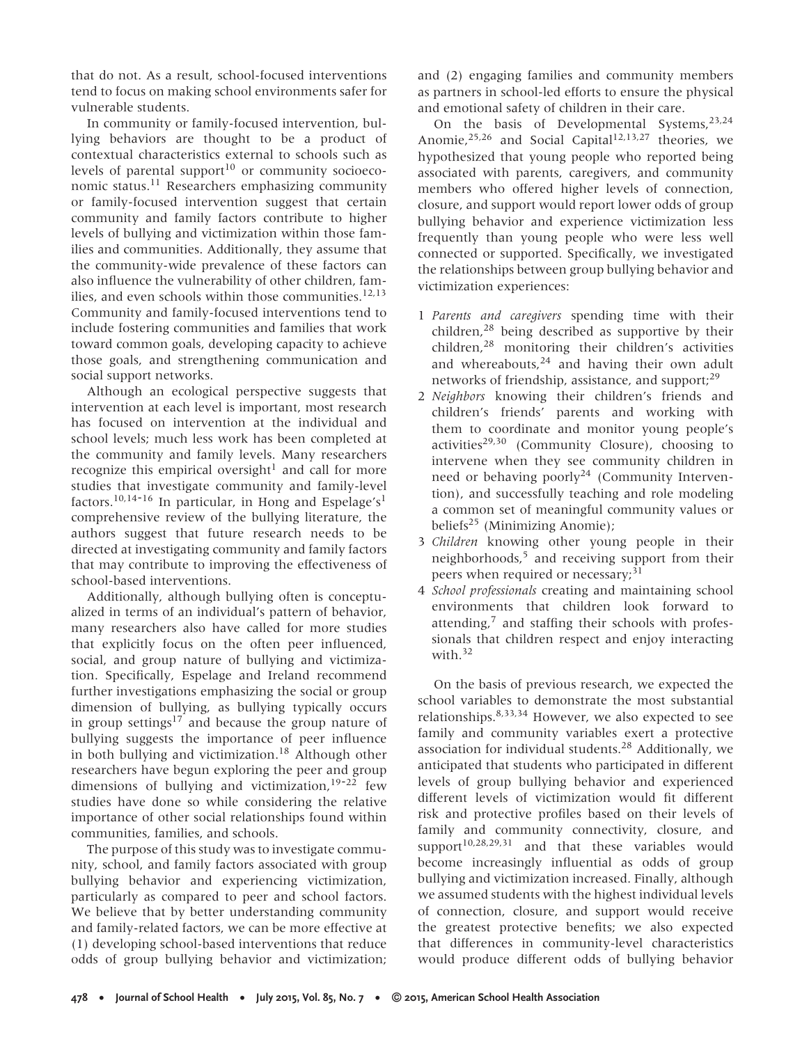that do not. As a result, school-focused interventions tend to focus on making school environments safer for vulnerable students.

In community or family-focused intervention, bullying behaviors are thought to be a product of contextual characteristics external to schools such as levels of parental support[10] or community socioeconomic status.[11] Researchers emphasizing community or family-focused intervention suggest that certain community and family factors contribute to higher levels of bullying and victimization within those families and communities. Additionally, they assume that the community-wide prevalence of these factors can also influence the vulnerability of other children, families, and even schools within those communities.[12,13] Community and family-focused interventions tend to include fostering communities and families that work toward common goals, developing capacity to achieve those goals, and strengthening communication and social support networks.

Although an ecological perspective suggests that intervention at each level is important, most research has focused on intervention at the individual and school levels; much less work has been completed at the community and family levels. Many researchers recognize this empirical oversight[1] and call for more studies that investigate community and family-level factors.[10,14-16] In particular, in Hong and Espelage's[1] comprehensive review of the bullying literature, the authors suggest that future research needs to be directed at investigating community and family factors that may contribute to improving the effectiveness of school-based interventions.

Additionally, although bullying often is conceptualized in terms of an individual's pattern of behavior, many researchers also have called for more studies that explicitly focus on the often peer influenced, social, and group nature of bullying and victimization. Specifically, Espelage and Ireland recommend further investigations emphasizing the social or group dimension of bullying, as bullying typically occurs in group settings[17] and because the group nature of bullying suggests the importance of peer influence in both bullying and victimization.[18] Although other researchers have begun exploring the peer and group dimensions of bullying and victimization,[19-22] few studies have done so while considering the relative importance of other social relationships found within communities, families, and schools.

The purpose of this study was to investigate community, school, and family factors associated with group bullying behavior and experiencing victimization, particularly as compared to peer and school factors. We believe that by better understanding community and family-related factors, we can be more effective at (1) developing school-based interventions that reduce odds of group bullying behavior and victimization; and (2) engaging families and community members as partners in school-led efforts to ensure the physical and emotional safety of children in their care.

On the basis of Developmental Systems,[23,24] Anomie,[25,26] and Social Capital[12,13,27] theories, we hypothesized that young people who reported being associated with parents, caregivers, and community members who offered higher levels of connection, closure, and support would report lower odds of group bullying behavior and experience victimization less frequently than young people who were less well connected or supported. Specifically, we investigated the relationships between group bullying behavior and victimization experiences:

1. *Parents and caregivers* spending time with their children,[28] being described as supportive by their children,[28] monitoring their children's activities and whereabouts,[24] and having their own adult networks of friendship, assistance, and support;[29]
2. *Neighbors* knowing their children's friends and children's friends' parents and working with them to coordinate and monitor young people's activities[29,30] (Community Closure), choosing to intervene when they see community children in need or behaving poorly[24] (Community Intervention), and successfully teaching and role modeling a common set of meaningful community values or beliefs[25] (Minimizing Anomie);
3. *Children* knowing other young people in their neighborhoods,[5] and receiving support from their peers when required or necessary;[31]
4. *School professionals* creating and maintaining school environments that children look forward to attending,[7] and staffing their schools with professionals that children respect and enjoy interacting with.[32]

On the basis of previous research, we expected the school variables to demonstrate the most substantial relationships.[8,33,34] However, we also expected to see family and community variables exert a protective association for individual students.[28] Additionally, we anticipated that students who participated in different levels of group bullying behavior and experienced different levels of victimization would fit different risk and protective profiles based on their levels of family and community connectivity, closure, and support[10,28,29,31] and that these variables would become increasingly influential as odds of group bullying and victimization increased. Finally, although we assumed students with the highest individual levels of connection, closure, and support would receive the greatest protective benefits; we also expected that differences in community-level characteristics would produce different odds of bullying behavior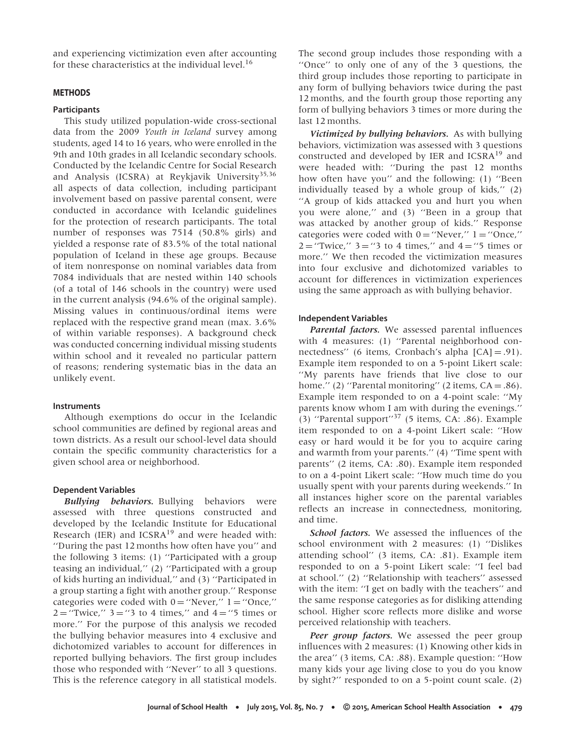and experiencing victimization even after accounting for these characteristics at the individual level.[16]

## METHODS

### Participants

This study utilized population-wide cross-sectional data from the 2009 *Youth in Iceland* survey among students, aged 14 to 16 years, who were enrolled in the 9th and 10th grades in all Icelandic secondary schools. Conducted by the Icelandic Centre for Social Research and Analysis (ICSRA) at Reykjavik University[35,36] all aspects of data collection, including participant involvement based on passive parental consent, were conducted in accordance with Icelandic guidelines for the protection of research participants. The total number of responses was 7514 (50.8% girls) and yielded a response rate of 83.5% of the total national population of Iceland in these age groups. Because of item nonresponse on nominal variables data from 7084 individuals that are nested within 140 schools (of a total of 146 schools in the country) were used in the current analysis (94.6% of the original sample). Missing values in continuous/ordinal items were replaced with the respective grand mean (max. 3.6% of within variable responses). A background check was conducted concerning individual missing students within school and it revealed no particular pattern of reasons; rendering systematic bias in the data an unlikely event.

### Instruments

Although exemptions do occur in the Icelandic school communities are defined by regional areas and town districts. As a result our school-level data should contain the specific community characteristics for a given school area or neighborhood.

### Dependent Variables

***Bullying behaviors.*** Bullying behaviors were assessed with three questions constructed and developed by the Icelandic Institute for Educational Research (IER) and ICSRA[19] and were headed with: ''During the past 12 months how often have you'' and the following 3 items: (1) ''Participated with a group teasing an individual,'' (2) ''Participated with a group of kids hurting an individual,'' and (3) ''Participated in a group starting a fight with another group.'' Response categories were coded with 0 = ''Never,'' 1 = ''Once,'' 2 = ''Twice,'' 3 = ''3 to 4 times,'' and 4 = ''5 times or more.'' For the purpose of this analysis we recoded the bullying behavior measures into 4 exclusive and dichotomized variables to account for differences in reported bullying behaviors. The first group includes those who responded with ''Never'' to all 3 questions. This is the reference category in all statistical models. The second group includes those responding with a ''Once'' to only one of any of the 3 questions, the third group includes those reporting to participate in any form of bullying behaviors twice during the past 12 months, and the fourth group those reporting any form of bullying behaviors 3 times or more during the last 12 months.

***Victimized by bullying behaviors.*** As with bullying behaviors, victimization was assessed with 3 questions constructed and developed by IER and ICSRA[19] and were headed with: ''During the past 12 months how often have you'' and the following: (1) ''Been individually teased by a whole group of kids,'' (2) ''A group of kids attacked you and hurt you when you were alone,'' and (3) ''Been in a group that was attacked by another group of kids.'' Response categories were coded with 0 = ''Never,'' 1 = ''Once,'' 2 = ''Twice,'' 3 = ''3 to 4 times,'' and 4 = ''5 times or more.'' We then recoded the victimization measures into four exclusive and dichotomized variables to account for differences in victimization experiences using the same approach as with bullying behavior.

### Independent Variables

***Parental factors.*** We assessed parental influences with 4 measures: (1) ''Parental neighborhood connectedness'' (6 items, Cronbach's alpha [CA] = .91). Example item responded to on a 5-point Likert scale: ''My parents have friends that live close to our home.'' (2) ''Parental monitoring'' (2 items, CA = .86). Example item responded to on a 4-point scale: ''My parents know whom I am with during the evenings.'' (3) ''Parental support''[37] (5 items, CA: .86). Example item responded to on a 4-point Likert scale: ''How easy or hard would it be for you to acquire caring and warmth from your parents.'' (4) ''Time spent with parents'' (2 items, CA: .80). Example item responded to on a 4-point Likert scale: ''How much time do you usually spent with your parents during weekends.'' In all instances higher score on the parental variables reflects an increase in connectedness, monitoring, and time.

***School factors.*** We assessed the influences of the school environment with 2 measures: (1) ''Dislikes attending school'' (3 items, CA: .81). Example item responded to on a 5-point Likert scale: ''I feel bad at school.'' (2) ''Relationship with teachers'' assessed with the item: ''I get on badly with the teachers'' and the same response categories as for disliking attending school. Higher score reflects more dislike and worse perceived relationship with teachers.

***Peer group factors.*** We assessed the peer group influences with 2 measures: (1) Knowing other kids in the area'' (3 items, CA: .88). Example question: ''How many kids your age living close to you do you know by sight?'' responded to on a 5-point count scale. (2)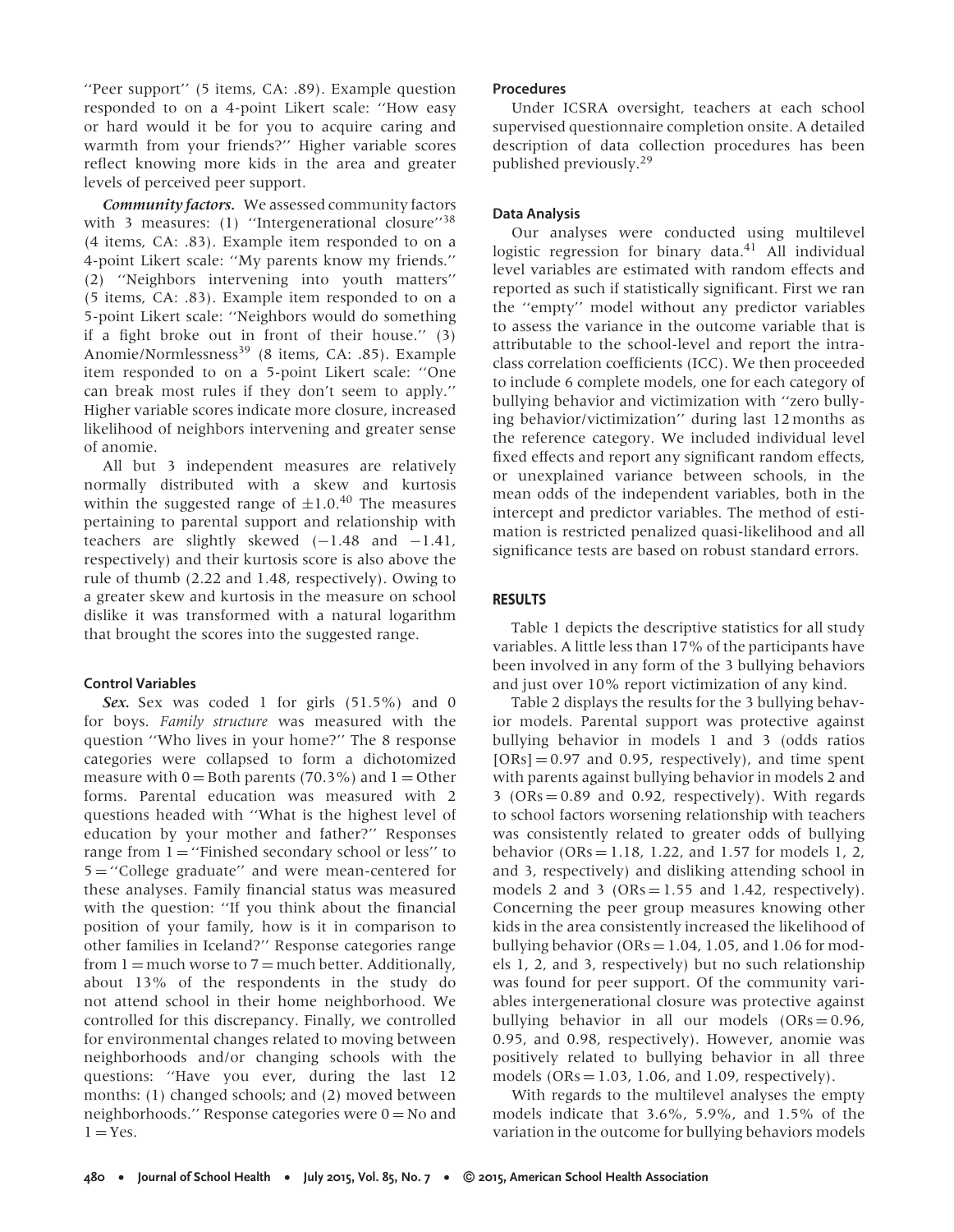''Peer support'' (5 items, CA: .89). Example question responded to on a 4-point Likert scale: ''How easy or hard would it be for you to acquire caring and warmth from your friends?'' Higher variable scores reflect knowing more kids in the area and greater levels of perceived peer support.

***Community factors.*** We assessed community factors with 3 measures: (1) ''Intergenerational closure''[38] (4 items, CA: .83). Example item responded to on a 4-point Likert scale: ''My parents know my friends.'' (2) ''Neighbors intervening into youth matters'' (5 items, CA: .83). Example item responded to on a 5-point Likert scale: ''Neighbors would do something if a fight broke out in front of their house.'' (3) Anomie/Normlessness[39] (8 items, CA: .85). Example item responded to on a 5-point Likert scale: ''One can break most rules if they don't seem to apply.'' Higher variable scores indicate more closure, increased likelihood of neighbors intervening and greater sense of anomie.

All but 3 independent measures are relatively normally distributed with a skew and kurtosis within the suggested range of $\pm 1.0$.[40] The measures pertaining to parental support and relationship with teachers are slightly skewed ($-1.48$ and $-1.41$, respectively) and their kurtosis score is also above the rule of thumb (2.22 and 1.48, respectively). Owing to a greater skew and kurtosis in the measure on school dislike it was transformed with a natural logarithm that brought the scores into the suggested range.

### Control Variables

***Sex.*** Sex was coded 1 for girls (51.5%) and 0 for boys. *Family structure* was measured with the question ''Who lives in your home?'' The 8 response categories were collapsed to form a dichotomized measure with 0 = Both parents (70.3%) and 1 = Other forms. Parental education was measured with 2 questions headed with ''What is the highest level of education by your mother and father?'' Responses range from 1 = ''Finished secondary school or less'' to 5 = ''College graduate'' and were mean-centered for these analyses. Family financial status was measured with the question: ''If you think about the financial position of your family, how is it in comparison to other families in Iceland?'' Response categories range from 1 = much worse to 7 = much better. Additionally, about 13% of the respondents in the study do not attend school in their home neighborhood. We controlled for this discrepancy. Finally, we controlled for environmental changes related to moving between neighborhoods and/or changing schools with the questions: ''Have you ever, during the last 12 months: (1) changed schools; and (2) moved between neighborhoods.'' Response categories were 0 = No and 1 = Yes.

### Procedures

Under ICSRA oversight, teachers at each school supervised questionnaire completion onsite. A detailed description of data collection procedures has been published previously.[29]

### Data Analysis

Our analyses were conducted using multilevel logistic regression for binary data.[41] All individual level variables are estimated with random effects and reported as such if statistically significant. First we ran the ''empty'' model without any predictor variables to assess the variance in the outcome variable that is attributable to the school-level and report the intraclass correlation coefficients (ICC). We then proceeded to include 6 complete models, one for each category of bullying behavior and victimization with ''zero bullying behavior/victimization'' during last 12 months as the reference category. We included individual level fixed effects and report any significant random effects, or unexplained variance between schools, in the mean odds of the independent variables, both in the intercept and predictor variables. The method of estimation is restricted penalized quasi-likelihood and all significance tests are based on robust standard errors.

## RESULTS

Table 1 depicts the descriptive statistics for all study variables. A little less than 17% of the participants have been involved in any form of the 3 bullying behaviors and just over 10% report victimization of any kind.

Table 2 displays the results for the 3 bullying behavior models. Parental support was protective against bullying behavior in models 1 and 3 (odds ratios [ORs] = 0.97 and 0.95, respectively), and time spent with parents against bullying behavior in models 2 and 3 (ORs = 0.89 and 0.92, respectively). With regards to school factors worsening relationship with teachers was consistently related to greater odds of bullying behavior (ORs = 1.18, 1.22, and 1.57 for models 1, 2, and 3, respectively) and disliking attending school in models 2 and 3 (ORs = 1.55 and 1.42, respectively). Concerning the peer group measures knowing other kids in the area consistently increased the likelihood of bullying behavior (ORs = 1.04, 1.05, and 1.06 for models 1, 2, and 3, respectively) but no such relationship was found for peer support. Of the community variables intergenerational closure was protective against bullying behavior in all our models (ORs = 0.96, 0.95, and 0.98, respectively). However, anomie was positively related to bullying behavior in all three models (ORs = 1.03, 1.06, and 1.09, respectively).

With regards to the multilevel analyses the empty models indicate that 3.6%, 5.9%, and 1.5% of the variation in the outcome for bullying behaviors models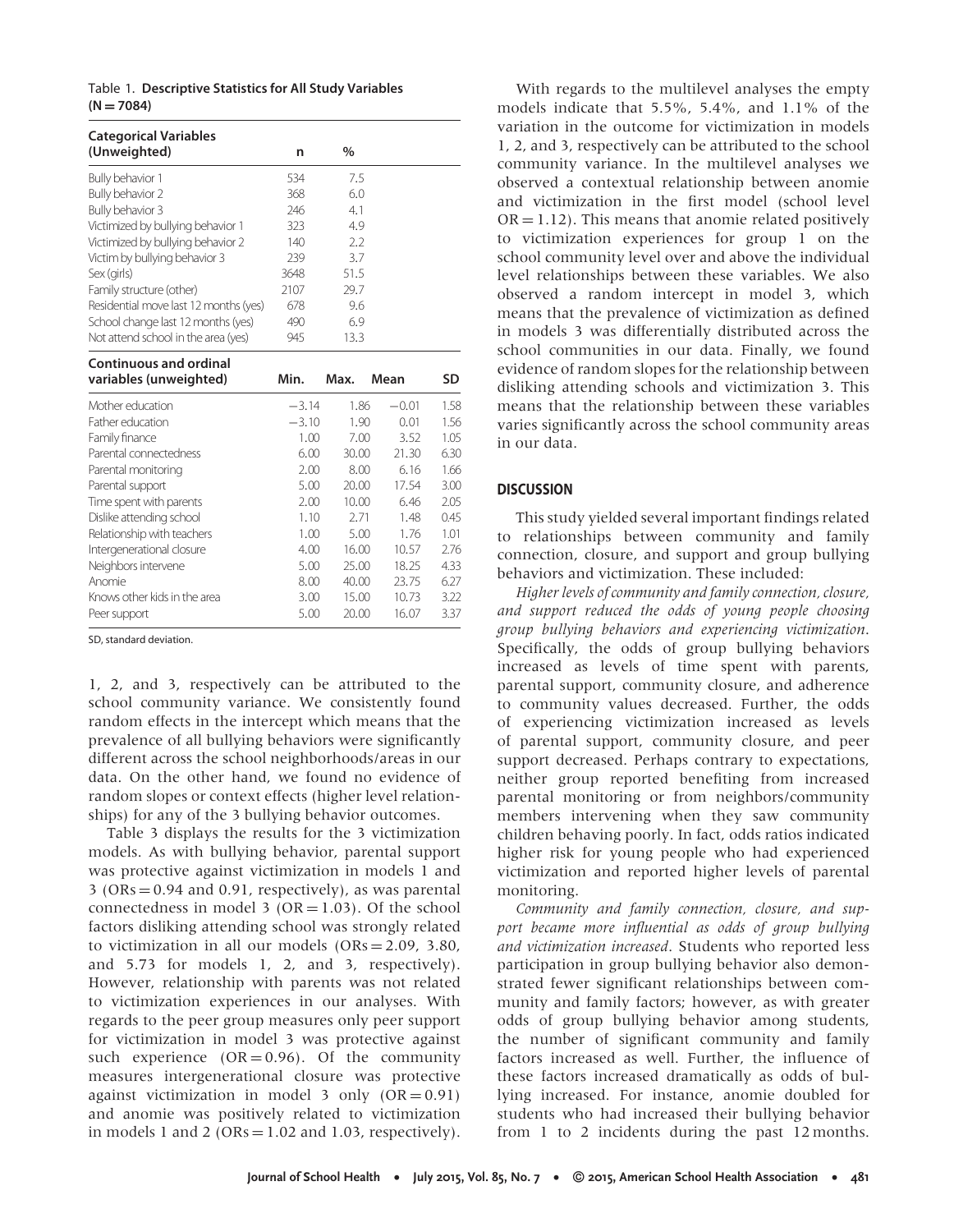Table 1. **Descriptive Statistics for All Study Variables (N = 7084)**

| Categorical Variables (Unweighted) | n | % |
|---|---|---|
| Bully behavior 1 | 534 | 7.5 |
| Bully behavior 2 | 368 | 6.0 |
| Bully behavior 3 | 246 | 4.1 |
| Victimized by bullying behavior 1 | 323 | 4.9 |
| Victimized by bullying behavior 2 | 140 | 2.2 |
| Victim by bullying behavior 3 | 239 | 3.7 |
| Sex (girls) | 3648 | 51.5 |
| Family structure (other) | 2107 | 29.7 |
| Residential move last 12 months (yes) | 678 | 9.6 |
| School change last 12 months (yes) | 490 | 6.9 |
| Not attend school in the area (yes) | 945 | 13.3 |

| Continuous and ordinal variables (unweighted) | Min. | Max. | Mean | SD |
|---|---|---|---|---|
| Mother education | −3.14 | 1.86 | −0.01 | 1.58 |
| Father education | −3.10 | 1.90 | 0.01 | 1.56 |
| Family finance | 1.00 | 7.00 | 3.52 | 1.05 |
| Parental connectedness | 6.00 | 30.00 | 21.30 | 6.30 |
| Parental monitoring | 2.00 | 8.00 | 6.16 | 1.66 |
| Parental support | 5.00 | 20.00 | 17.54 | 3.00 |
| Time spent with parents | 2.00 | 10.00 | 6.46 | 2.05 |
| Dislike attending school | 1.10 | 2.71 | 1.48 | 0.45 |
| Relationship with teachers | 1.00 | 5.00 | 1.76 | 1.01 |
| Intergenerational closure | 4.00 | 16.00 | 10.57 | 2.76 |
| Neighbors intervene | 5.00 | 25.00 | 18.25 | 4.33 |
| Anomie | 8.00 | 40.00 | 23.75 | 6.27 |
| Knows other kids in the area | 3.00 | 15.00 | 10.73 | 3.22 |
| Peer support | 5.00 | 20.00 | 16.07 | 3.37 |

SD, standard deviation.

1, 2, and 3, respectively can be attributed to the school community variance. We consistently found random effects in the intercept which means that the prevalence of all bullying behaviors were significantly different across the school neighborhoods/areas in our data. On the other hand, we found no evidence of random slopes or context effects (higher level relationships) for any of the 3 bullying behavior outcomes.

Table 3 displays the results for the 3 victimization models. As with bullying behavior, parental support was protective against victimization in models 1 and 3 (ORs = 0.94 and 0.91, respectively), as was parental connectedness in model 3 (OR = 1.03). Of the school factors disliking attending school was strongly related to victimization in all our models (ORs = 2.09, 3.80, and 5.73 for models 1, 2, and 3, respectively). However, relationship with parents was not related to victimization experiences in our analyses. With regards to the peer group measures only peer support for victimization in model 3 was protective against such experience (OR = 0.96). Of the community measures intergenerational closure was protective against victimization in model 3 only (OR = 0.91) and anomie was positively related to victimization in models 1 and 2 (ORs = 1.02 and 1.03, respectively).

With regards to the multilevel analyses the empty models indicate that 5.5%, 5.4%, and 1.1% of the variation in the outcome for victimization in models 1, 2, and 3, respectively can be attributed to the school community variance. In the multilevel analyses we observed a contextual relationship between anomie and victimization in the first model (school level OR = 1.12). This means that anomie related positively to victimization experiences for group 1 on the school community level over and above the individual level relationships between these variables. We also observed a random intercept in model 3, which means that the prevalence of victimization as defined in models 3 was differentially distributed across the school communities in our data. Finally, we found evidence of random slopes for the relationship between disliking attending schools and victimization 3. This means that the relationship between these variables varies significantly across the school community areas in our data.

## DISCUSSION

This study yielded several important findings related to relationships between community and family connection, closure, and support and group bullying behaviors and victimization. These included:

*Higher levels of community and family connection, closure, and support reduced the odds of young people choosing group bullying behaviors and experiencing victimization*. Specifically, the odds of group bullying behaviors increased as levels of time spent with parents, parental support, community closure, and adherence to community values decreased. Further, the odds of experiencing victimization increased as levels of parental support, community closure, and peer support decreased. Perhaps contrary to expectations, neither group reported benefiting from increased parental monitoring or from neighbors/community members intervening when they saw community children behaving poorly. In fact, odds ratios indicated higher risk for young people who had experienced victimization and reported higher levels of parental monitoring.

*Community and family connection, closure, and support became more influential as odds of group bullying and victimization increased*. Students who reported less participation in group bullying behavior also demonstrated fewer significant relationships between community and family factors; however, as with greater odds of group bullying behavior among students, the number of significant community and family factors increased as well. Further, the influence of these factors increased dramatically as odds of bullying increased. For instance, anomie doubled for students who had increased their bullying behavior from 1 to 2 incidents during the past 12 months.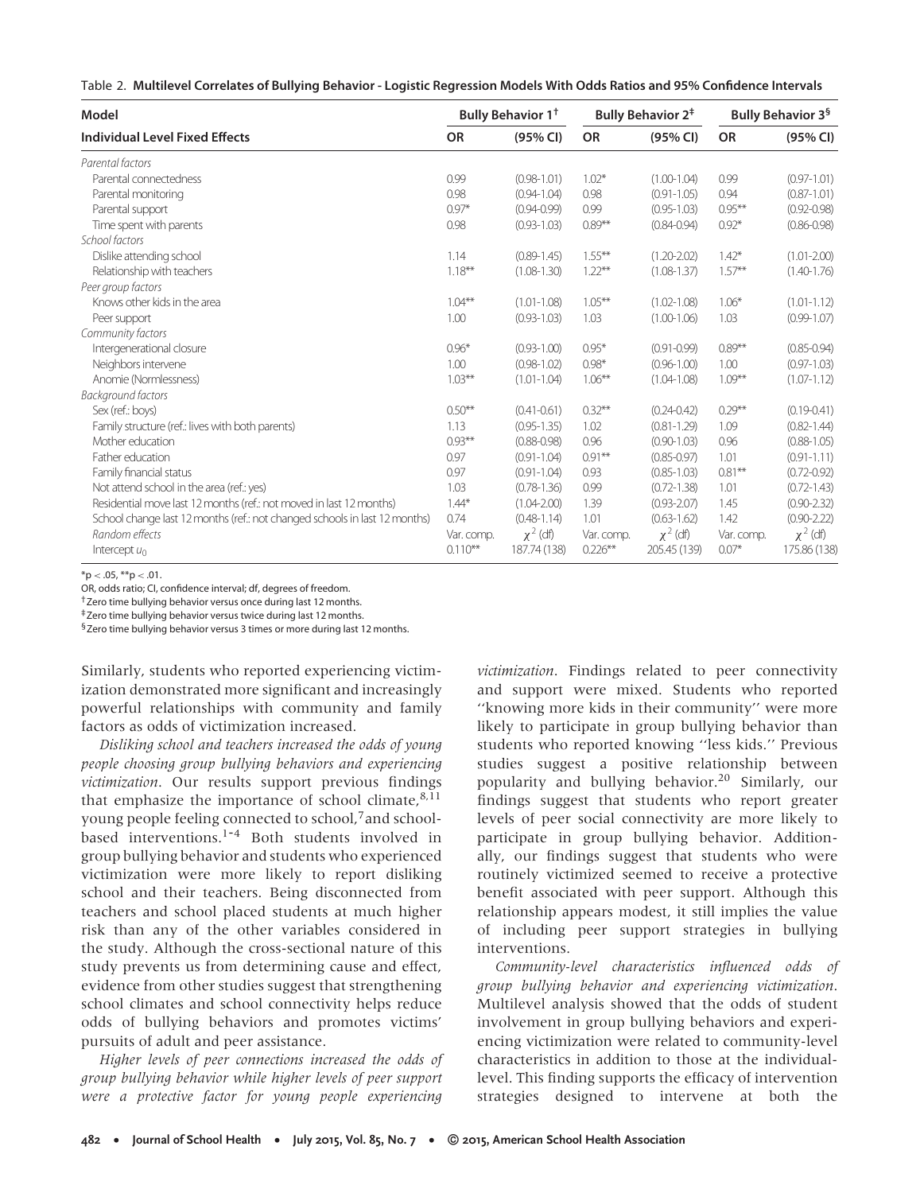Table 2. **Multilevel Correlates of Bullying Behavior - Logistic Regression Models With Odds Ratios and 95% Confidence Intervals**

| Model | Bully Behavior 1[†] | | Bully Behavior 2[‡] | | Bully Behavior 3[§] | |
|---|---|---|---|---|---|---|
| **Individual Level Fixed Effects** | **OR** | **(95% CI)** | **OR** | **(95% CI)** | **OR** | **(95% CI)** |
| *Parental factors* | | | | | | |
| Parental connectedness | 0.99 | (0.98-1.01) | 1.02* | (1.00-1.04) | 0.99 | (0.97-1.01) |
| Parental monitoring | 0.98 | (0.94-1.04) | 0.98 | (0.91-1.05) | 0.94 | (0.87-1.01) |
| Parental support | 0.97* | (0.94-0.99) | 0.99 | (0.95-1.03) | 0.95** | (0.92-0.98) |
| Time spent with parents | 0.98 | (0.93-1.03) | 0.89** | (0.84-0.94) | 0.92* | (0.86-0.98) |
| *School factors* | | | | | | |
| Dislike attending school | 1.14 | (0.89-1.45) | 1.55** | (1.20-2.02) | 1.42* | (1.01-2.00) |
| Relationship with teachers | 1.18** | (1.08-1.30) | 1.22** | (1.08-1.37) | 1.57** | (1.40-1.76) |
| *Peer group factors* | | | | | | |
| Knows other kids in the area | 1.04** | (1.01-1.08) | 1.05** | (1.02-1.08) | 1.06* | (1.01-1.12) |
| Peer support | 1.00 | (0.93-1.03) | 1.03 | (1.00-1.06) | 1.03 | (0.99-1.07) |
| *Community factors* | | | | | | |
| Intergenerational closure | 0.96* | (0.93-1.00) | 0.95* | (0.91-0.99) | 0.89** | (0.85-0.94) |
| Neighbors intervene | 1.00 | (0.98-1.02) | 0.98* | (0.96-1.00) | 1.00 | (0.97-1.03) |
| Anomie (Normlessness) | 1.03** | (1.01-1.04) | 1.06** | (1.04-1.08) | 1.09** | (1.07-1.12) |
| *Background factors* | | | | | | |
| Sex (ref.: boys) | 0.50** | (0.41-0.61) | 0.32** | (0.24-0.42) | 0.29** | (0.19-0.41) |
| Family structure (ref.: lives with both parents) | 1.13 | (0.95-1.35) | 1.02 | (0.81-1.29) | 1.09 | (0.82-1.44) |
| Mother education | 0.93** | (0.88-0.98) | 0.96 | (0.90-1.03) | 0.96 | (0.88-1.05) |
| Father education | 0.97 | (0.91-1.04) | 0.91** | (0.85-0.97) | 1.01 | (0.91-1.11) |
| Family financial status | 0.97 | (0.91-1.04) | 0.93 | (0.85-1.03) | 0.81** | (0.72-0.92) |
| Not attend school in the area (ref.: yes) | 1.03 | (0.78-1.36) | 0.99 | (0.72-1.38) | 1.01 | (0.72-1.43) |
| Residential move last 12 months (ref.: not moved in last 12 months) | 1.44* | (1.04-2.00) | 1.39 | (0.93-2.07) | 1.45 | (0.90-2.32) |
| School change last 12 months (ref.: not changed schools in last 12 months) | 0.74 | (0.48-1.14) | 1.01 | (0.63-1.62) | 1.42 | (0.90-2.22) |
| *Random effects* | Var. comp. | $\chi^2$ (df) | Var. comp. | $\chi^2$ (df) | Var. comp. | $\chi^2$ (df) |
| Intercept $u_0$ | 0.110** | 187.74 (138) | 0.226** | 205.45 (139) | 0.07* | 175.86 (138) |

*p < .05, **p < .01.

OR, odds ratio; CI, confidence interval; df, degrees of freedom.

†Zero time bullying behavior versus once during last 12 months.

‡Zero time bullying behavior versus twice during last 12 months.

§Zero time bullying behavior versus 3 times or more during last 12 months.

Similarly, students who reported experiencing victimization demonstrated more significant and increasingly powerful relationships with community and family factors as odds of victimization increased.

*Disliking school and teachers increased the odds of young people choosing group bullying behaviors and experiencing victimization*. Our results support previous findings that emphasize the importance of school climate,[8,11] young people feeling connected to school,[7] and school-based interventions.[1-4] Both students involved in group bullying behavior and students who experienced victimization were more likely to report disliking school and their teachers. Being disconnected from teachers and school placed students at much higher risk than any of the other variables considered in the study. Although the cross-sectional nature of this study prevents us from determining cause and effect, evidence from other studies suggest that strengthening school climates and school connectivity helps reduce odds of bullying behaviors and promotes victims' pursuits of adult and peer assistance.

*Higher levels of peer connections increased the odds of group bullying behavior while higher levels of peer support were a protective factor for young people experiencing victimization*. Findings related to peer connectivity and support were mixed. Students who reported ''knowing more kids in their community'' were more likely to participate in group bullying behavior than students who reported knowing ''less kids.'' Previous studies suggest a positive relationship between popularity and bullying behavior.[20] Similarly, our findings suggest that students who report greater levels of peer social connectivity are more likely to participate in group bullying behavior. Additionally, our findings suggest that students who were routinely victimized seemed to receive a protective benefit associated with peer support. Although this relationship appears modest, it still implies the value of including peer support strategies in bullying interventions.

*Community-level characteristics influenced odds of group bullying behavior and experiencing victimization*. Multilevel analysis showed that the odds of student involvement in group bullying behaviors and experiencing victimization were related to community-level characteristics in addition to those at the individual-level. This finding supports the efficacy of intervention strategies designed to intervene at both the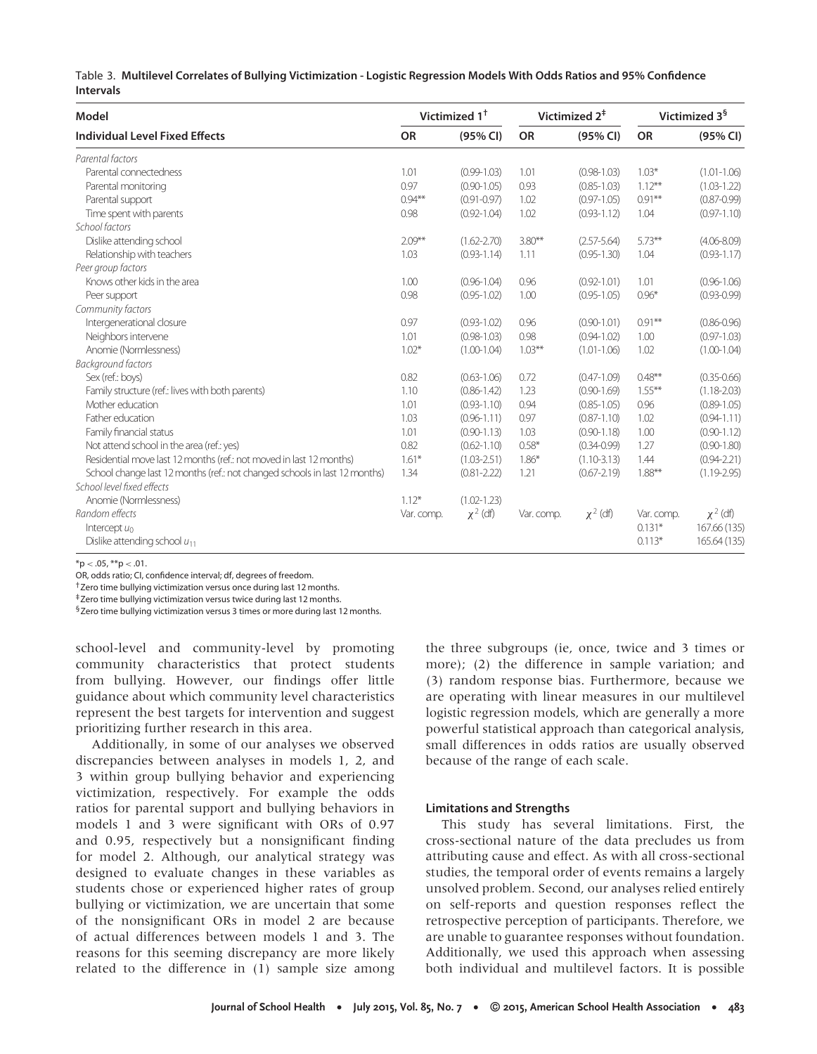Table 3. **Multilevel Correlates of Bullying Victimization - Logistic Regression Models With Odds Ratios and 95% Confidence Intervals**

| Model | Victimized 1[†] | | Victimized 2[‡] | | Victimized 3[§] | |
|---|---|---|---|---|---|---|
| **Individual Level Fixed Effects** | **OR** | **(95% CI)** | **OR** | **(95% CI)** | **OR** | **(95% CI)** |
| *Parental factors* | | | | | | |
| Parental connectedness | 1.01 | (0.99-1.03) | 1.01 | (0.98-1.03) | 1.03* | (1.01-1.06) |
| Parental monitoring | 0.97 | (0.90-1.05) | 0.93 | (0.85-1.03) | 1.12** | (1.03-1.22) |
| Parental support | 0.94** | (0.91-0.97) | 1.02 | (0.97-1.05) | 0.91** | (0.87-0.99) |
| Time spent with parents | 0.98 | (0.92-1.04) | 1.02 | (0.93-1.12) | 1.04 | (0.97-1.10) |
| *School factors* | | | | | | |
| Dislike attending school | 2.09** | (1.62-2.70) | 3.80** | (2.57-5.64) | 5.73** | (4.06-8.09) |
| Relationship with teachers | 1.03 | (0.93-1.14) | 1.11 | (0.95-1.30) | 1.04 | (0.93-1.17) |
| *Peer group factors* | | | | | | |
| Knows other kids in the area | 1.00 | (0.96-1.04) | 0.96 | (0.92-1.01) | 1.01 | (0.96-1.06) |
| Peer support | 0.98 | (0.95-1.02) | 1.00 | (0.95-1.05) | 0.96* | (0.93-0.99) |
| *Community factors* | | | | | | |
| Intergenerational closure | 0.97 | (0.93-1.02) | 0.96 | (0.90-1.01) | 0.91** | (0.86-0.96) |
| Neighbors intervene | 1.01 | (0.98-1.03) | 0.98 | (0.94-1.02) | 1.00 | (0.97-1.03) |
| Anomie (Normlessness) | 1.02* | (1.00-1.04) | 1.03** | (1.01-1.06) | 1.02 | (1.00-1.04) |
| *Background factors* | | | | | | |
| Sex (ref.: boys) | 0.82 | (0.63-1.06) | 0.72 | (0.47-1.09) | 0.48** | (0.35-0.66) |
| Family structure (ref.: lives with both parents) | 1.10 | (0.86-1.42) | 1.23 | (0.90-1.69) | 1.55** | (1.18-2.03) |
| Mother education | 1.01 | (0.93-1.10) | 0.94 | (0.85-1.05) | 0.96 | (0.89-1.05) |
| Father education | 1.03 | (0.96-1.11) | 0.97 | (0.87-1.10) | 1.02 | (0.94-1.11) |
| Family financial status | 1.01 | (0.90-1.13) | 1.03 | (0.90-1.18) | 1.00 | (0.90-1.12) |
| Not attend school in the area (ref.: yes) | 0.82 | (0.62-1.10) | 0.58* | (0.34-0.99) | 1.27 | (0.90-1.80) |
| Residential move last 12 months (ref.: not moved in last 12 months) | 1.61* | (1.03-2.51) | 1.86* | (1.10-3.13) | 1.44 | (0.94-2.21) |
| School change last 12 months (ref.: not changed schools in last 12 months) | 1.34 | (0.81-2.22) | 1.21 | (0.67-2.19) | 1.88** | (1.19-2.95) |
| *School level fixed effects* | | | | | | |
| Anomie (Normlessness) | 1.12* | (1.02-1.23) | | | | |
| *Random effects* | Var. comp. | $\chi^2$ (df) | Var. comp. | $\chi^2$ (df) | Var. comp. | $\chi^2$ (df) |
| Intercept $u_0$ | | | | | 0.131* | 167.66 (135) |
| Dislike attending school $u_{11}$ | | | | | 0.113* | 165.64 (135) |

*p < .05, **p < .01.

OR, odds ratio; CI, confidence interval; df, degrees of freedom.

[†]Zero time bullying victimization versus once during last 12 months.

[‡]Zero time bullying victimization versus twice during last 12 months.

[§]Zero time bullying victimization versus 3 times or more during last 12 months.

school-level and community-level by promoting community characteristics that protect students from bullying. However, our findings offer little guidance about which community level characteristics represent the best targets for intervention and suggest prioritizing further research in this area.

Additionally, in some of our analyses we observed discrepancies between analyses in models 1, 2, and 3 within group bullying behavior and experiencing victimization, respectively. For example the odds ratios for parental support and bullying behaviors in models 1 and 3 were significant with ORs of 0.97 and 0.95, respectively but a nonsignificant finding for model 2. Although, our analytical strategy was designed to evaluate changes in these variables as students chose or experienced higher rates of group bullying or victimization, we are uncertain that some of the nonsignificant ORs in model 2 are because of actual differences between models 1 and 3. The reasons for this seeming discrepancy are more likely related to the difference in (1) sample size among the three subgroups (ie, once, twice and 3 times or more); (2) the difference in sample variation; and (3) random response bias. Furthermore, because we are operating with linear measures in our multilevel logistic regression models, which are generally a more powerful statistical approach than categorical analysis, small differences in odds ratios are usually observed because of the range of each scale.

#### Limitations and Strengths

This study has several limitations. First, the cross-sectional nature of the data precludes us from attributing cause and effect. As with all cross-sectional studies, the temporal order of events remains a largely unsolved problem. Second, our analyses relied entirely on self-reports and question responses reflect the retrospective perception of participants. Therefore, we are unable to guarantee responses without foundation. Additionally, we used this approach when assessing both individual and multilevel factors. It is possible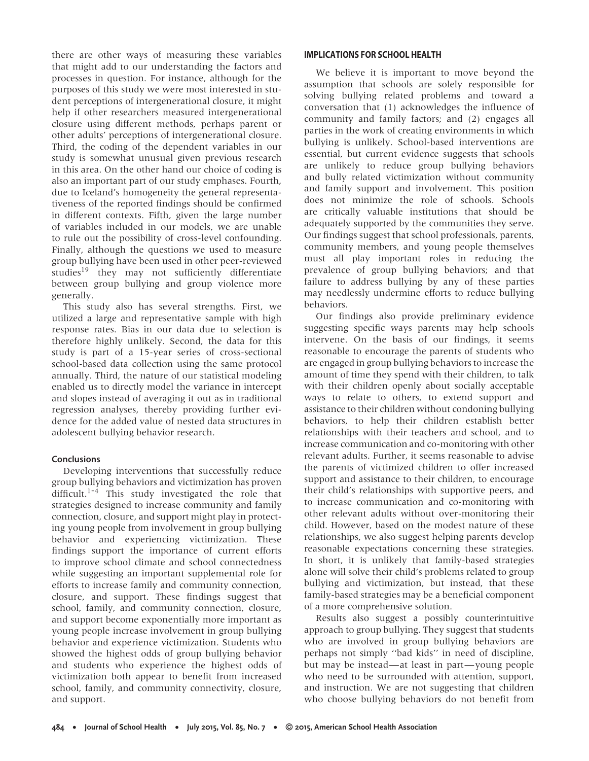there are other ways of measuring these variables that might add to our understanding the factors and processes in question. For instance, although for the purposes of this study we were most interested in student perceptions of intergenerational closure, it might help if other researchers measured intergenerational closure using different methods, perhaps parent or other adults' perceptions of intergenerational closure. Third, the coding of the dependent variables in our study is somewhat unusual given previous research in this area. On the other hand our choice of coding is also an important part of our study emphases. Fourth, due to Iceland's homogeneity the general representativeness of the reported findings should be confirmed in different contexts. Fifth, given the large number of variables included in our models, we are unable to rule out the possibility of cross-level confounding. Finally, although the questions we used to measure group bullying have been used in other peer-reviewed studies[19] they may not sufficiently differentiate between group bullying and group violence more generally.

This study also has several strengths. First, we utilized a large and representative sample with high response rates. Bias in our data due to selection is therefore highly unlikely. Second, the data for this study is part of a 15-year series of cross-sectional school-based data collection using the same protocol annually. Third, the nature of our statistical modeling enabled us to directly model the variance in intercept and slopes instead of averaging it out as in traditional regression analyses, thereby providing further evidence for the added value of nested data structures in adolescent bullying behavior research.

### Conclusions

Developing interventions that successfully reduce group bullying behaviors and victimization has proven difficult.[1-4] This study investigated the role that strategies designed to increase community and family connection, closure, and support might play in protecting young people from involvement in group bullying behavior and experiencing victimization. These findings support the importance of current efforts to improve school climate and school connectedness while suggesting an important supplemental role for efforts to increase family and community connection, closure, and support. These findings suggest that school, family, and community connection, closure, and support become exponentially more important as young people increase involvement in group bullying behavior and experience victimization. Students who showed the highest odds of group bullying behavior and students who experience the highest odds of victimization both appear to benefit from increased school, family, and community connectivity, closure, and support.

## IMPLICATIONS FOR SCHOOL HEALTH

We believe it is important to move beyond the assumption that schools are solely responsible for solving bullying related problems and toward a conversation that (1) acknowledges the influence of community and family factors; and (2) engages all parties in the work of creating environments in which bullying is unlikely. School-based interventions are essential, but current evidence suggests that schools are unlikely to reduce group bullying behaviors and bully related victimization without community and family support and involvement. This position does not minimize the role of schools. Schools are critically valuable institutions that should be adequately supported by the communities they serve. Our findings suggest that school professionals, parents, community members, and young people themselves must all play important roles in reducing the prevalence of group bullying behaviors; and that failure to address bullying by any of these parties may needlessly undermine efforts to reduce bullying behaviors.

Our findings also provide preliminary evidence suggesting specific ways parents may help schools intervene. On the basis of our findings, it seems reasonable to encourage the parents of students who are engaged in group bullying behaviors to increase the amount of time they spend with their children, to talk with their children openly about socially acceptable ways to relate to others, to extend support and assistance to their children without condoning bullying behaviors, to help their children establish better relationships with their teachers and school, and to increase communication and co-monitoring with other relevant adults. Further, it seems reasonable to advise the parents of victimized children to offer increased support and assistance to their children, to encourage their child's relationships with supportive peers, and to increase communication and co-monitoring with other relevant adults without over-monitoring their child. However, based on the modest nature of these relationships, we also suggest helping parents develop reasonable expectations concerning these strategies. In short, it is unlikely that family-based strategies alone will solve their child's problems related to group bullying and victimization, but instead, that these family-based strategies may be a beneficial component of a more comprehensive solution.

Results also suggest a possibly counterintuitive approach to group bullying. They suggest that students who are involved in group bullying behaviors are perhaps not simply ''bad kids'' in need of discipline, but may be instead—at least in part—young people who need to be surrounded with attention, support, and instruction. We are not suggesting that children who choose bullying behaviors do not benefit from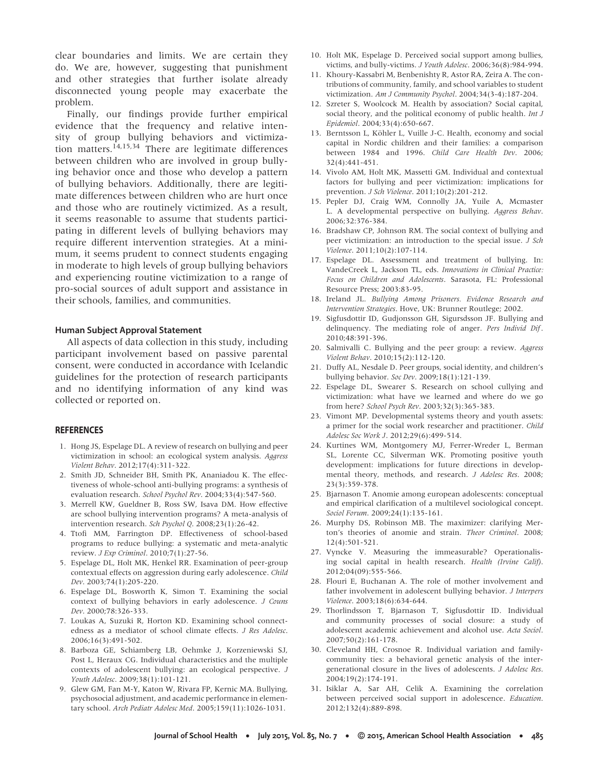clear boundaries and limits. We are certain they do. We are, however, suggesting that punishment and other strategies that further isolate already disconnected young people may exacerbate the problem.

Finally, our findings provide further empirical evidence that the frequency and relative intensity of group bullying behaviors and victimization matters.[14,15,34] There are legitimate differences between children who are involved in group bullying behavior once and those who develop a pattern of bullying behaviors. Additionally, there are legitimate differences between children who are hurt once and those who are routinely victimized. As a result, it seems reasonable to assume that students participating in different levels of bullying behaviors may require different intervention strategies. At a minimum, it seems prudent to connect students engaging in moderate to high levels of group bullying behaviors and experiencing routine victimization to a range of pro-social sources of adult support and assistance in their schools, families, and communities.

### Human Subject Approval Statement

All aspects of data collection in this study, including participant involvement based on passive parental consent, were conducted in accordance with Icelandic guidelines for the protection of research participants and no identifying information of any kind was collected or reported on.

## REFERENCES

1. Hong JS, Espelage DL. A review of research on bullying and peer victimization in school: an ecological system analysis. *Aggress Violent Behav*. 2012;17(4):311-322.
2. Smith JD, Schneider BH, Smith PK, Ananiadou K. The effectiveness of whole-school anti-bullying programs: a synthesis of evaluation research. *School Psychol Rev*. 2004;33(4):547-560.
3. Merrell KW, Gueldner B, Ross SW, Isava DM. How effective are school bullying intervention programs? A meta-analysis of intervention research. *Sch Psychol Q*. 2008;23(1):26-42.
4. Ttofi MM, Farrington DP. Effectiveness of school-based programs to reduce bullying: a systematic and meta-analytic review. *J Exp Criminol*. 2010;7(1):27-56.
5. Espelage DL, Holt MK, Henkel RR. Examination of peer-group contextual effects on aggression during early adolescence. *Child Dev*. 2003;74(1):205-220.
6. Espelage DL, Bosworth K, Simon T. Examining the social context of bullying behaviors in early adolescence. *J Couns Dev*. 2000;78:326-333.
7. Loukas A, Suzuki R, Horton KD. Examining school connectedness as a mediator of school climate effects. *J Res Adolesc*. 2006;16(3):491-502.
8. Barboza GE, Schiamberg LB, Oehmke J, Korzeniewski SJ, Post L, Heraux CG. Individual characteristics and the multiple contexts of adolescent bullying: an ecological perspective. *J Youth Adolesc*. 2009;38(1):101-121.
9. Glew GM, Fan M-Y, Katon W, Rivara FP, Kernic MA. Bullying, psychosocial adjustment, and academic performance in elementary school. *Arch Pediatr Adolesc Med*. 2005;159(11):1026-1031.
10. Holt MK, Espelage D. Perceived social support among bullies, victims, and bully-victims. *J Youth Adolesc*. 2006;36(8):984-994.
11. Khoury-Kassabri M, Benbenishty R, Astor RA, Zeira A. The contributions of community, family, and school variables to student victimization. *Am J Community Psychol*. 2004;34(3-4):187-204.
12. Szreter S, Woolcock M. Health by association? Social capital, social theory, and the political economy of public health. *Int J Epidemiol*. 2004;33(4):650-667.
13. Berntsson L, Köhler L, Vuille J-C. Health, economy and social capital in Nordic children and their families: a comparison between 1984 and 1996. *Child Care Health Dev*. 2006; 32(4):441-451.
14. Vivolo AM, Holt MK, Massetti GM. Individual and contextual factors for bullying and peer victimization: implications for prevention. *J Sch Violence*. 2011;10(2):201-212.
15. Pepler DJ, Craig WM, Connolly JA, Yuile A, Mcmaster L. A developmental perspective on bullying. *Aggress Behav*. 2006;32:376-384.
16. Bradshaw CP, Johnson RM. The social context of bullying and peer victimization: an introduction to the special issue. *J Sch Violence*. 2011;10(2):107-114.
17. Espelage DL. Assessment and treatment of bullying. In: VandeCreek L, Jackson TL, eds. *Innovations in Clinical Practice: Focus on Children and Adolescents*. Sarasota, FL: Professional Resource Press; 2003:83-95.
18. Ireland JL. *Bullying Among Prisoners. Evidence Research and Intervention Strategies*. Hove, UK: Brunner Routlege; 2002.
19. Sigfusdottir ID, Gudjonsson GH, Sigursdsson JF. Bullying and delinquency. The mediating role of anger. *Pers Individ Dif*. 2010;48:391-396.
20. Salmivalli C. Bullying and the peer group: a review. *Aggress Violent Behav*. 2010;15(2):112-120.
21. Duffy AL, Nesdale D. Peer groups, social identity, and children's bullying behavior. *Soc Dev*. 2009;18(1):121-139.
22. Espelage DL, Swearer S. Research on school cullying and victimization: what have we learned and where do we go from here? *School Psych Rev*. 2003;32(3):365-383.
23. Vimont MP. Developmental systems theory and youth assets: a primer for the social work researcher and practitioner. *Child Adolesc Soc Work J*. 2012;29(6):499-514.
24. Kurtines WM, Montgomery MJ, Ferrer-Wreder L, Berman SL, Lorente CC, Silverman WK. Promoting positive youth development: implications for future directions in developmental theory, methods, and research. *J Adolesc Res*. 2008; 23(3):359-378.
25. Bjarnason T. Anomie among european adolescents: conceptual and empirical clarification of a multilevel sociological concept. *Sociol Forum*. 2009;24(1):135-161.
26. Murphy DS, Robinson MB. The maximizer: clarifying Merton's theories of anomie and strain. *Theor Criminol*. 2008; 12(4):501-521.
27. Vyncke V. Measuring the immeasurable? Operationalising social capital in health research. *Health (Irvine Calif)*. 2012;04(09):555-566.
28. Flouri E, Buchanan A. The role of mother involvement and father involvement in adolescent bullying behavior. *J Interpers Violence*. 2003;18(6):634-644.
29. Thorlindsson T, Bjarnason T, Sigfusdottir ID. Individual and community processes of social closure: a study of adolescent academic achievement and alcohol use. *Acta Sociol*. 2007;50(2):161-178.
30. Cleveland HH, Crosnoe R. Individual variation and family-community ties: a behavioral genetic analysis of the intergenerational closure in the lives of adolescents. *J Adolesc Res*. 2004;19(2):174-191.
31. Isiklar A, Sar AH, Celik A. Examining the correlation between perceived social support in adolescence. *Education*. 2012;132(4):889-898.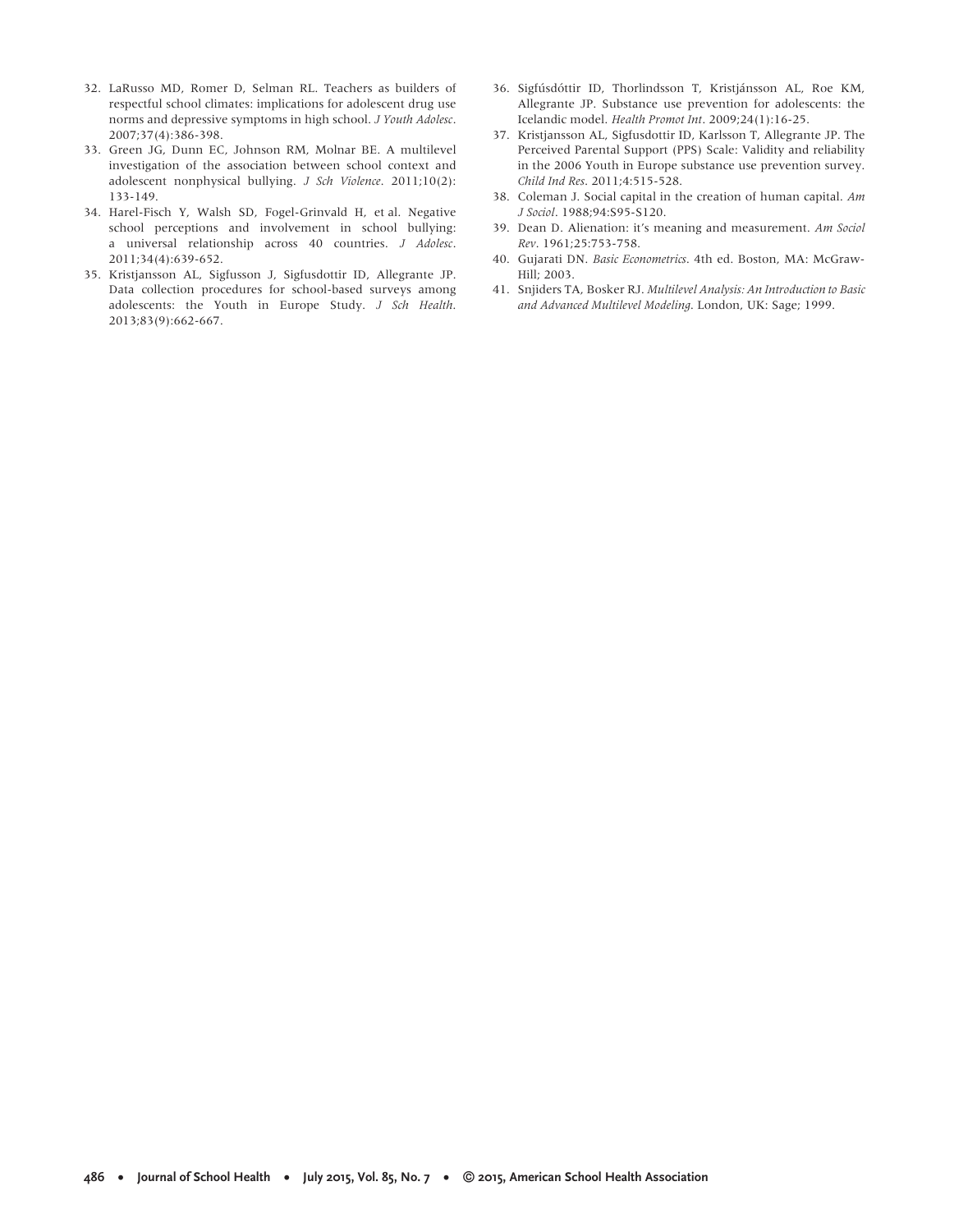32. LaRusso MD, Romer D, Selman RL. Teachers as builders of respectful school climates: implications for adolescent drug use norms and depressive symptoms in high school. *J Youth Adolesc*. 2007;37(4):386-398.
33. Green JG, Dunn EC, Johnson RM, Molnar BE. A multilevel investigation of the association between school context and adolescent nonphysical bullying. *J Sch Violence*. 2011;10(2): 133-149.
34. Harel-Fisch Y, Walsh SD, Fogel-Grinvald H, et al. Negative school perceptions and involvement in school bullying: a universal relationship across 40 countries. *J Adolesc*. 2011;34(4):639-652.
35. Kristjansson AL, Sigfusson J, Sigfusdottir ID, Allegrante JP. Data collection procedures for school-based surveys among adolescents: the Youth in Europe Study. *J Sch Health*. 2013;83(9):662-667.
36. Sigfúsdóttir ID, Thorlindsson T, Kristjánsson AL, Roe KM, Allegrante JP. Substance use prevention for adolescents: the Icelandic model. *Health Promot Int*. 2009;24(1):16-25.
37. Kristjansson AL, Sigfusdottir ID, Karlsson T, Allegrante JP. The Perceived Parental Support (PPS) Scale: Validity and reliability in the 2006 Youth in Europe substance use prevention survey. *Child Ind Res*. 2011;4:515-528.
38. Coleman J. Social capital in the creation of human capital. *Am J Sociol*. 1988;94:S95-S120.
39. Dean D. Alienation: it's meaning and measurement. *Am Sociol Rev*. 1961;25:753-758.
40. Gujarati DN. *Basic Econometrics*. 4th ed. Boston, MA: McGraw-Hill; 2003.
41. Snjiders TA, Bosker RJ. *Multilevel Analysis: An Introduction to Basic and Advanced Multilevel Modeling*. London, UK: Sage; 1999.